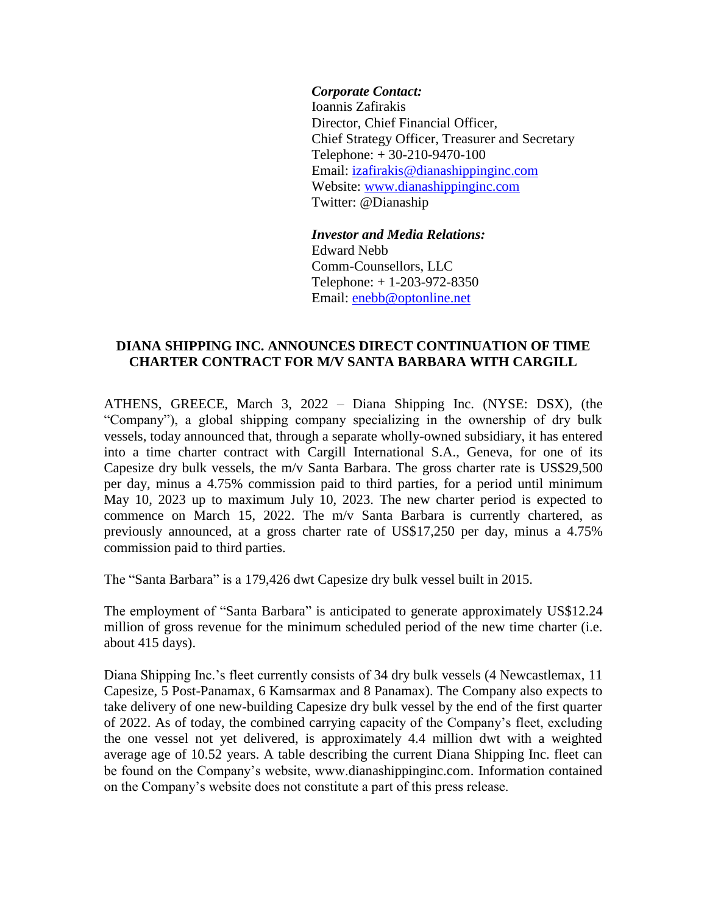***Corporate Contact:***
Ioannis Zafirakis
Director, Chief Financial Officer,
Chief Strategy Officer, Treasurer and Secretary
Telephone: + 30-210-9470-100
Email: [izafirakis@dianashippinginc.com](mailto:izafirakis@dianashippinginc.com)
Website: [www.dianashippinginc.com](http://www.dianashippinginc.com)
Twitter: @Dianaship

***Investor and Media Relations:***
Edward Nebb
Comm-Counsellors, LLC
Telephone: + 1-203-972-8350
Email: [enebb@optonline.net](mailto:enebb@optonline.net)

# DIANA SHIPPING INC. ANNOUNCES DIRECT CONTINUATION OF TIME CHARTER CONTRACT FOR M/V SANTA BARBARA WITH CARGILL

ATHENS, GREECE, March 3, 2022 – Diana Shipping Inc. (NYSE: DSX), (the "Company"), a global shipping company specializing in the ownership of dry bulk vessels, today announced that, through a separate wholly-owned subsidiary, it has entered into a time charter contract with Cargill International S.A., Geneva, for one of its Capesize dry bulk vessels, the m/v Santa Barbara. The gross charter rate is US$29,500 per day, minus a 4.75% commission paid to third parties, for a period until minimum May 10, 2023 up to maximum July 10, 2023. The new charter period is expected to commence on March 15, 2022. The m/v Santa Barbara is currently chartered, as previously announced, at a gross charter rate of US$17,250 per day, minus a 4.75% commission paid to third parties.

The "Santa Barbara" is a 179,426 dwt Capesize dry bulk vessel built in 2015.

The employment of "Santa Barbara" is anticipated to generate approximately US$12.24 million of gross revenue for the minimum scheduled period of the new time charter (i.e. about 415 days).

Diana Shipping Inc.'s fleet currently consists of 34 dry bulk vessels (4 Newcastlemax, 11 Capesize, 5 Post-Panamax, 6 Kamsarmax and 8 Panamax). The Company also expects to take delivery of one new-building Capesize dry bulk vessel by the end of the first quarter of 2022. As of today, the combined carrying capacity of the Company's fleet, excluding the one vessel not yet delivered, is approximately 4.4 million dwt with a weighted average age of 10.52 years. A table describing the current Diana Shipping Inc. fleet can be found on the Company's website, www.dianashippinginc.com. Information contained on the Company's website does not constitute a part of this press release.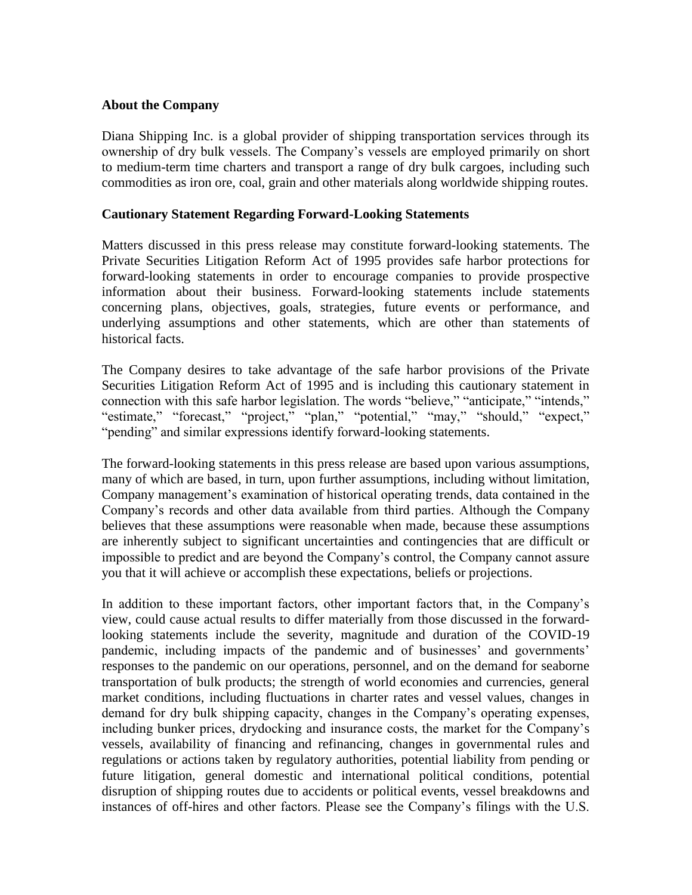**About the Company**

Diana Shipping Inc. is a global provider of shipping transportation services through its ownership of dry bulk vessels. The Company's vessels are employed primarily on short to medium-term time charters and transport a range of dry bulk cargoes, including such commodities as iron ore, coal, grain and other materials along worldwide shipping routes.

**Cautionary Statement Regarding Forward-Looking Statements**

Matters discussed in this press release may constitute forward-looking statements. The Private Securities Litigation Reform Act of 1995 provides safe harbor protections for forward-looking statements in order to encourage companies to provide prospective information about their business. Forward-looking statements include statements concerning plans, objectives, goals, strategies, future events or performance, and underlying assumptions and other statements, which are other than statements of historical facts.

The Company desires to take advantage of the safe harbor provisions of the Private Securities Litigation Reform Act of 1995 and is including this cautionary statement in connection with this safe harbor legislation. The words "believe," "anticipate," "intends," "estimate," "forecast," "project," "plan," "potential," "may," "should," "expect," "pending" and similar expressions identify forward-looking statements.

The forward-looking statements in this press release are based upon various assumptions, many of which are based, in turn, upon further assumptions, including without limitation, Company management's examination of historical operating trends, data contained in the Company's records and other data available from third parties. Although the Company believes that these assumptions were reasonable when made, because these assumptions are inherently subject to significant uncertainties and contingencies that are difficult or impossible to predict and are beyond the Company's control, the Company cannot assure you that it will achieve or accomplish these expectations, beliefs or projections.

In addition to these important factors, other important factors that, in the Company's view, could cause actual results to differ materially from those discussed in the forward-looking statements include the severity, magnitude and duration of the COVID-19 pandemic, including impacts of the pandemic and of businesses' and governments' responses to the pandemic on our operations, personnel, and on the demand for seaborne transportation of bulk products; the strength of world economies and currencies, general market conditions, including fluctuations in charter rates and vessel values, changes in demand for dry bulk shipping capacity, changes in the Company's operating expenses, including bunker prices, drydocking and insurance costs, the market for the Company's vessels, availability of financing and refinancing, changes in governmental rules and regulations or actions taken by regulatory authorities, potential liability from pending or future litigation, general domestic and international political conditions, potential disruption of shipping routes due to accidents or political events, vessel breakdowns and instances of off-hires and other factors. Please see the Company's filings with the U.S.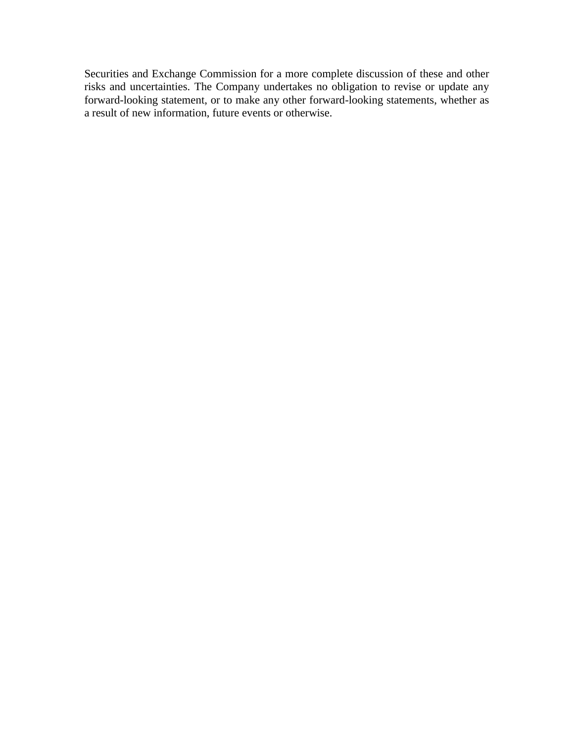Securities and Exchange Commission for a more complete discussion of these and other risks and uncertainties. The Company undertakes no obligation to revise or update any forward-looking statement, or to make any other forward-looking statements, whether as a result of new information, future events or otherwise.